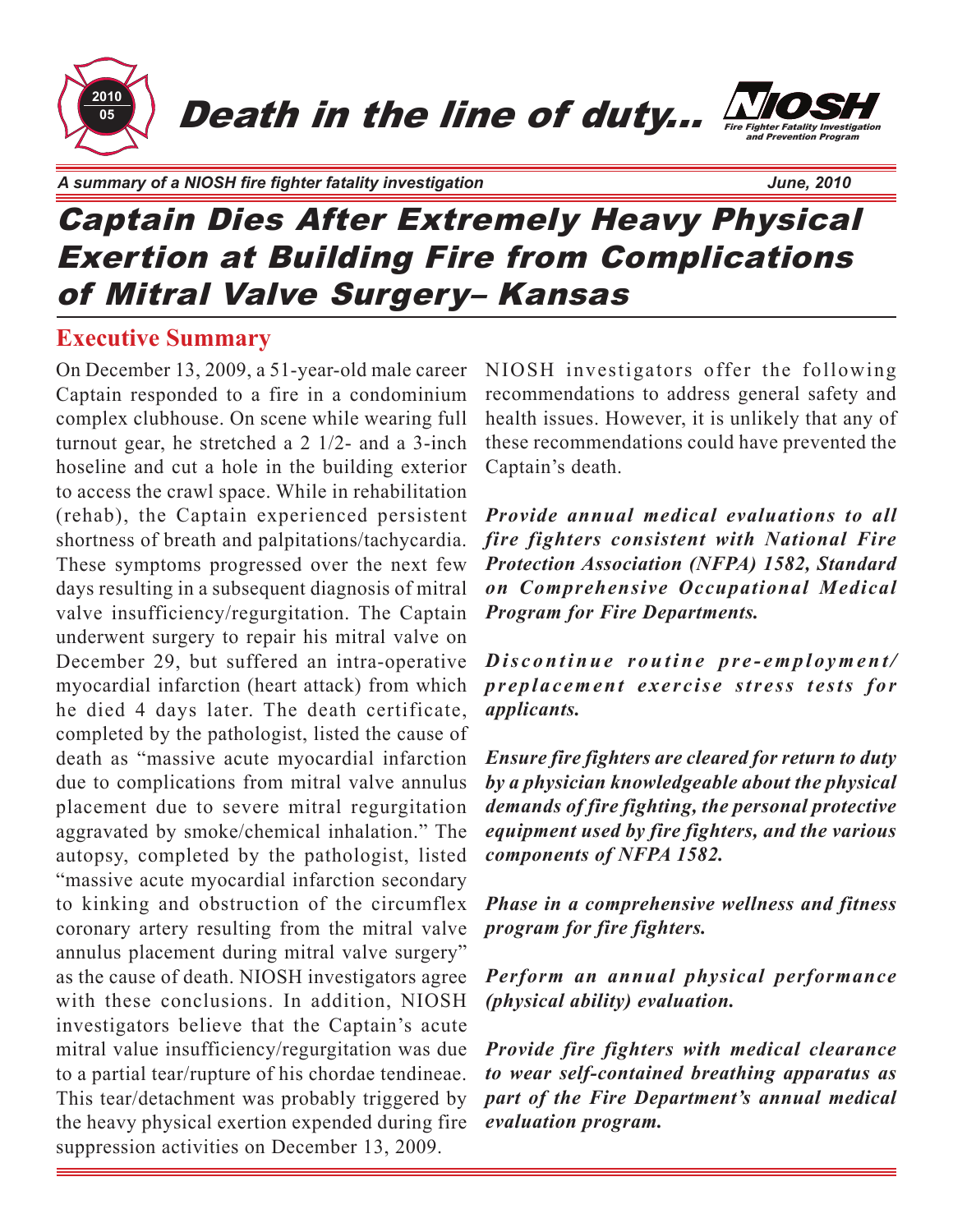2010 05

# Death in the line of duty...

NIOSH Fire Fighter Fatality Investigation and Prevention Program

*A summary of a NIOSH fire fighter fatality investigation* — *June, 2010*

# Captain Dies After Extremely Heavy Physical Exertion at Building Fire from Complications of Mitral Valve Surgery– Kansas

## Executive Summary

On December 13, 2009, a 51-year-old male career Captain responded to a fire in a condominium complex clubhouse. On scene while wearing full turnout gear, he stretched a 2 1/2- and a 3-inch hoseline and cut a hole in the building exterior to access the crawl space. While in rehabilitation (rehab), the Captain experienced persistent shortness of breath and palpitations/tachycardia. These symptoms progressed over the next few days resulting in a subsequent diagnosis of mitral valve insufficiency/regurgitation. The Captain underwent surgery to repair his mitral valve on December 29, but suffered an intra-operative myocardial infarction (heart attack) from which he died 4 days later. The death certificate, completed by the pathologist, listed the cause of death as "massive acute myocardial infarction due to complications from mitral valve annulus placement due to severe mitral regurgitation aggravated by smoke/chemical inhalation." The autopsy, completed by the pathologist, listed "massive acute myocardial infarction secondary to kinking and obstruction of the circumflex coronary artery resulting from the mitral valve annulus placement during mitral valve surgery" as the cause of death. NIOSH investigators agree with these conclusions. In addition, NIOSH investigators believe that the Captain's acute mitral value insufficiency/regurgitation was due to a partial tear/rupture of his chordae tendineae. This tear/detachment was probably triggered by the heavy physical exertion expended during fire suppression activities on December 13, 2009.

NIOSH investigators offer the following recommendations to address general safety and health issues. However, it is unlikely that any of these recommendations could have prevented the Captain's death.

***Provide annual medical evaluations to all fire fighters consistent with National Fire Protection Association (NFPA) 1582, Standard on Comprehensive Occupational Medical Program for Fire Departments.***

***Discontinue routine pre-employment/preplacement exercise stress tests for applicants.***

***Ensure fire fighters are cleared for return to duty by a physician knowledgeable about the physical demands of fire fighting, the personal protective equipment used by fire fighters, and the various components of NFPA 1582.***

***Phase in a comprehensive wellness and fitness program for fire fighters.***

***Perform an annual physical performance (physical ability) evaluation.***

***Provide fire fighters with medical clearance to wear self-contained breathing apparatus as part of the Fire Department's annual medical evaluation program.***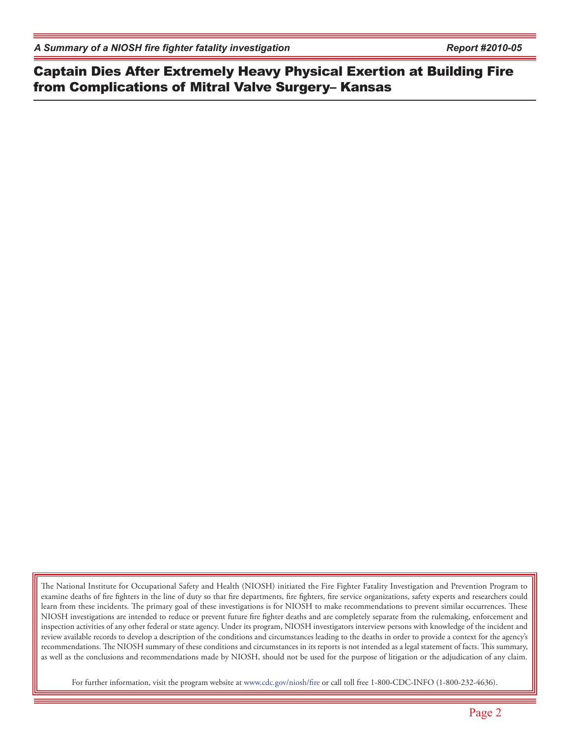# Captain Dies After Extremely Heavy Physical Exertion at Building Fire from Complications of Mitral Valve Surgery– Kansas

The National Institute for Occupational Safety and Health (NIOSH) initiated the Fire Fighter Fatality Investigation and Prevention Program to examine deaths of fire fighters in the line of duty so that fire departments, fire fighters, fire service organizations, safety experts and researchers could learn from these incidents. The primary goal of these investigations is for NIOSH to make recommendations to prevent similar occurrences. These NIOSH investigations are intended to reduce or prevent future fire fighter deaths and are completely separate from the rulemaking, enforcement and inspection activities of any other federal or state agency. Under its program, NIOSH investigators interview persons with knowledge of the incident and review available records to develop a description of the conditions and circumstances leading to the deaths in order to provide a context for the agency's recommendations. The NIOSH summary of these conditions and circumstances in its reports is not intended as a legal statement of facts. This summary, as well as the conclusions and recommendations made by NIOSH, should not be used for the purpose of litigation or the adjudication of any claim.

For further information, visit the program website at www.cdc.gov/niosh/fire or call toll free 1-800-CDC-INFO (1-800-232-4636).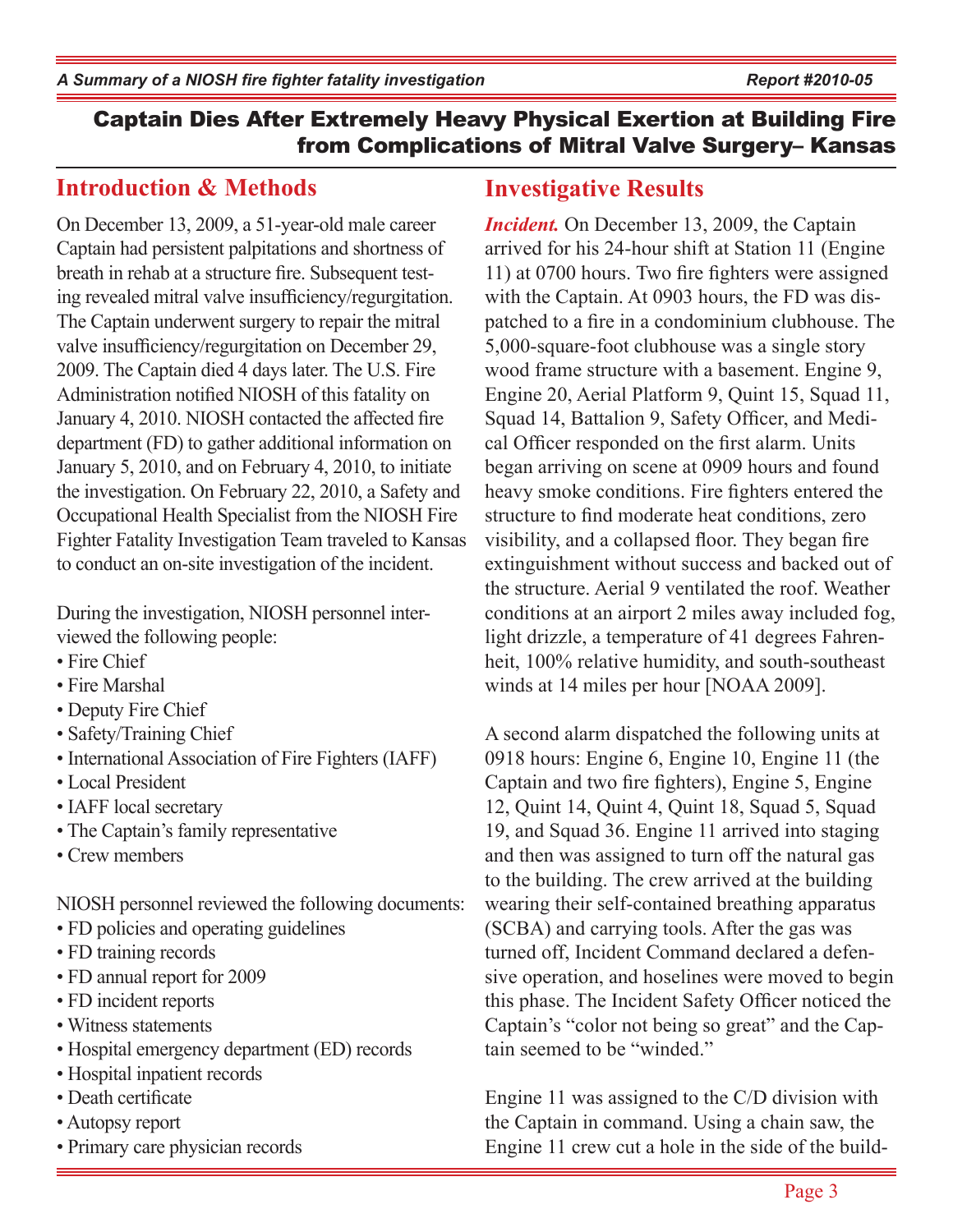## Captain Dies After Extremely Heavy Physical Exertion at Building Fire from Complications of Mitral Valve Surgery– Kansas

## Introduction & Methods

On December 13, 2009, a 51-year-old male career Captain had persistent palpitations and shortness of breath in rehab at a structure fire. Subsequent testing revealed mitral valve insufficiency/regurgitation. The Captain underwent surgery to repair the mitral valve insufficiency/regurgitation on December 29, 2009. The Captain died 4 days later. The U.S. Fire Administration notified NIOSH of this fatality on January 4, 2010. NIOSH contacted the affected fire department (FD) to gather additional information on January 5, 2010, and on February 4, 2010, to initiate the investigation. On February 22, 2010, a Safety and Occupational Health Specialist from the NIOSH Fire Fighter Fatality Investigation Team traveled to Kansas to conduct an on-site investigation of the incident.

During the investigation, NIOSH personnel interviewed the following people:

- Fire Chief
- Fire Marshal
- Deputy Fire Chief
- Safety/Training Chief
- International Association of Fire Fighters (IAFF)
- Local President
- IAFF local secretary
- The Captain's family representative
- Crew members

NIOSH personnel reviewed the following documents:

- FD policies and operating guidelines
- FD training records
- FD annual report for 2009
- FD incident reports
- Witness statements
- Hospital emergency department (ED) records
- Hospital inpatient records
- Death certificate
- Autopsy report
- Primary care physician records

## Investigative Results

***Incident.*** On December 13, 2009, the Captain arrived for his 24-hour shift at Station 11 (Engine 11) at 0700 hours. Two fire fighters were assigned with the Captain. At 0903 hours, the FD was dispatched to a fire in a condominium clubhouse. The 5,000-square-foot clubhouse was a single story wood frame structure with a basement. Engine 9, Engine 20, Aerial Platform 9, Quint 15, Squad 11, Squad 14, Battalion 9, Safety Officer, and Medical Officer responded on the first alarm. Units began arriving on scene at 0909 hours and found heavy smoke conditions. Fire fighters entered the structure to find moderate heat conditions, zero visibility, and a collapsed floor. They began fire extinguishment without success and backed out of the structure. Aerial 9 ventilated the roof. Weather conditions at an airport 2 miles away included fog, light drizzle, a temperature of 41 degrees Fahrenheit, 100% relative humidity, and south-southeast winds at 14 miles per hour [NOAA 2009].

A second alarm dispatched the following units at 0918 hours: Engine 6, Engine 10, Engine 11 (the Captain and two fire fighters), Engine 5, Engine 12, Quint 14, Quint 4, Quint 18, Squad 5, Squad 19, and Squad 36. Engine 11 arrived into staging and then was assigned to turn off the natural gas to the building. The crew arrived at the building wearing their self-contained breathing apparatus (SCBA) and carrying tools. After the gas was turned off, Incident Command declared a defensive operation, and hoselines were moved to begin this phase. The Incident Safety Officer noticed the Captain's "color not being so great" and the Captain seemed to be "winded."

Engine 11 was assigned to the C/D division with the Captain in command. Using a chain saw, the Engine 11 crew cut a hole in the side of the build-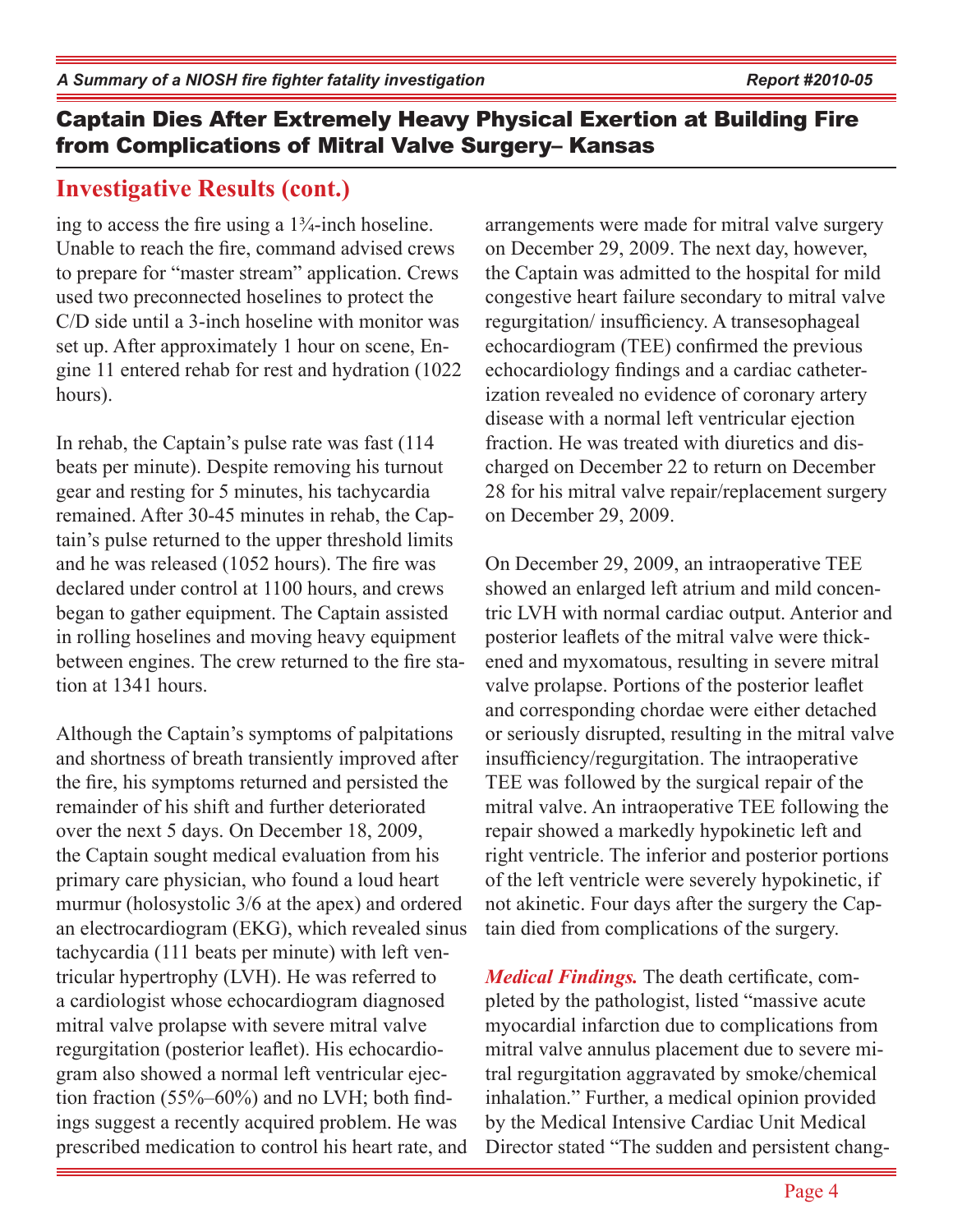## Investigative Results (cont.)

ing to access the fire using a 1¾-inch hoseline. Unable to reach the fire, command advised crews to prepare for "master stream" application. Crews used two preconnected hoselines to protect the C/D side until a 3-inch hoseline with monitor was set up. After approximately 1 hour on scene, Engine 11 entered rehab for rest and hydration (1022 hours).

In rehab, the Captain's pulse rate was fast (114 beats per minute). Despite removing his turnout gear and resting for 5 minutes, his tachycardia remained. After 30-45 minutes in rehab, the Captain's pulse returned to the upper threshold limits and he was released (1052 hours). The fire was declared under control at 1100 hours, and crews began to gather equipment. The Captain assisted in rolling hoselines and moving heavy equipment between engines. The crew returned to the fire station at 1341 hours.

Although the Captain's symptoms of palpitations and shortness of breath transiently improved after the fire, his symptoms returned and persisted the remainder of his shift and further deteriorated over the next 5 days. On December 18, 2009, the Captain sought medical evaluation from his primary care physician, who found a loud heart murmur (holosystolic 3/6 at the apex) and ordered an electrocardiogram (EKG), which revealed sinus tachycardia (111 beats per minute) with left ventricular hypertrophy (LVH). He was referred to a cardiologist whose echocardiogram diagnosed mitral valve prolapse with severe mitral valve regurgitation (posterior leaflet). His echocardiogram also showed a normal left ventricular ejection fraction (55%–60%) and no LVH; both findings suggest a recently acquired problem. He was prescribed medication to control his heart rate, and arrangements were made for mitral valve surgery on December 29, 2009. The next day, however, the Captain was admitted to the hospital for mild congestive heart failure secondary to mitral valve regurgitation/ insufficiency. A transesophageal echocardiogram (TEE) confirmed the previous echocardiology findings and a cardiac catheterization revealed no evidence of coronary artery disease with a normal left ventricular ejection fraction. He was treated with diuretics and discharged on December 22 to return on December 28 for his mitral valve repair/replacement surgery on December 29, 2009.

On December 29, 2009, an intraoperative TEE showed an enlarged left atrium and mild concentric LVH with normal cardiac output. Anterior and posterior leaflets of the mitral valve were thickened and myxomatous, resulting in severe mitral valve prolapse. Portions of the posterior leaflet and corresponding chordae were either detached or seriously disrupted, resulting in the mitral valve insufficiency/regurgitation. The intraoperative TEE was followed by the surgical repair of the mitral valve. An intraoperative TEE following the repair showed a markedly hypokinetic left and right ventricle. The inferior and posterior portions of the left ventricle were severely hypokinetic, if not akinetic. Four days after the surgery the Captain died from complications of the surgery.

***Medical Findings.*** The death certificate, completed by the pathologist, listed "massive acute myocardial infarction due to complications from mitral valve annulus placement due to severe mitral regurgitation aggravated by smoke/chemical inhalation." Further, a medical opinion provided by the Medical Intensive Cardiac Unit Medical Director stated "The sudden and persistent chang-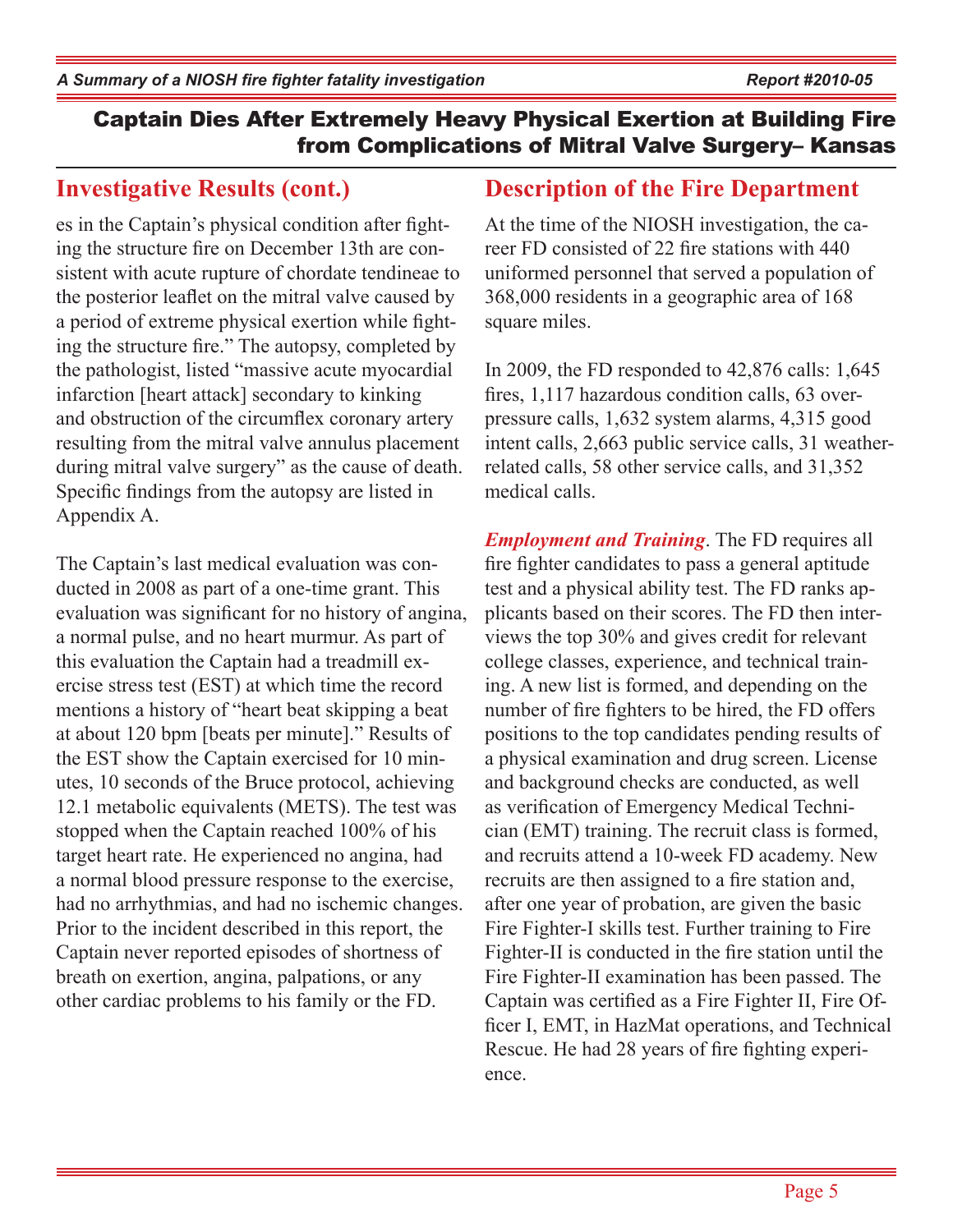## Investigative Results (cont.)

es in the Captain's physical condition after fighting the structure fire on December 13th are consistent with acute rupture of chordate tendineae to the posterior leaflet on the mitral valve caused by a period of extreme physical exertion while fighting the structure fire." The autopsy, completed by the pathologist, listed "massive acute myocardial infarction [heart attack] secondary to kinking and obstruction of the circumflex coronary artery resulting from the mitral valve annulus placement during mitral valve surgery" as the cause of death. Specific findings from the autopsy are listed in Appendix A.

The Captain's last medical evaluation was conducted in 2008 as part of a one-time grant. This evaluation was significant for no history of angina, a normal pulse, and no heart murmur. As part of this evaluation the Captain had a treadmill exercise stress test (EST) at which time the record mentions a history of "heart beat skipping a beat at about 120 bpm [beats per minute]." Results of the EST show the Captain exercised for 10 minutes, 10 seconds of the Bruce protocol, achieving 12.1 metabolic equivalents (METS). The test was stopped when the Captain reached 100% of his target heart rate. He experienced no angina, had a normal blood pressure response to the exercise, had no arrhythmias, and had no ischemic changes. Prior to the incident described in this report, the Captain never reported episodes of shortness of breath on exertion, angina, palpations, or any other cardiac problems to his family or the FD.

## Description of the Fire Department

At the time of the NIOSH investigation, the career FD consisted of 22 fire stations with 440 uniformed personnel that served a population of 368,000 residents in a geographic area of 168 square miles.

In 2009, the FD responded to 42,876 calls: 1,645 fires, 1,117 hazardous condition calls, 63 overpressure calls, 1,632 system alarms, 4,315 good intent calls, 2,663 public service calls, 31 weather-related calls, 58 other service calls, and 31,352 medical calls.

***Employment and Training***. The FD requires all fire fighter candidates to pass a general aptitude test and a physical ability test. The FD ranks applicants based on their scores. The FD then interviews the top 30% and gives credit for relevant college classes, experience, and technical training. A new list is formed, and depending on the number of fire fighters to be hired, the FD offers positions to the top candidates pending results of a physical examination and drug screen. License and background checks are conducted, as well as verification of Emergency Medical Technician (EMT) training. The recruit class is formed, and recruits attend a 10-week FD academy. New recruits are then assigned to a fire station and, after one year of probation, are given the basic Fire Fighter-I skills test. Further training to Fire Fighter-II is conducted in the fire station until the Fire Fighter-II examination has been passed. The Captain was certified as a Fire Fighter II, Fire Officer I, EMT, in HazMat operations, and Technical Rescue. He had 28 years of fire fighting experience.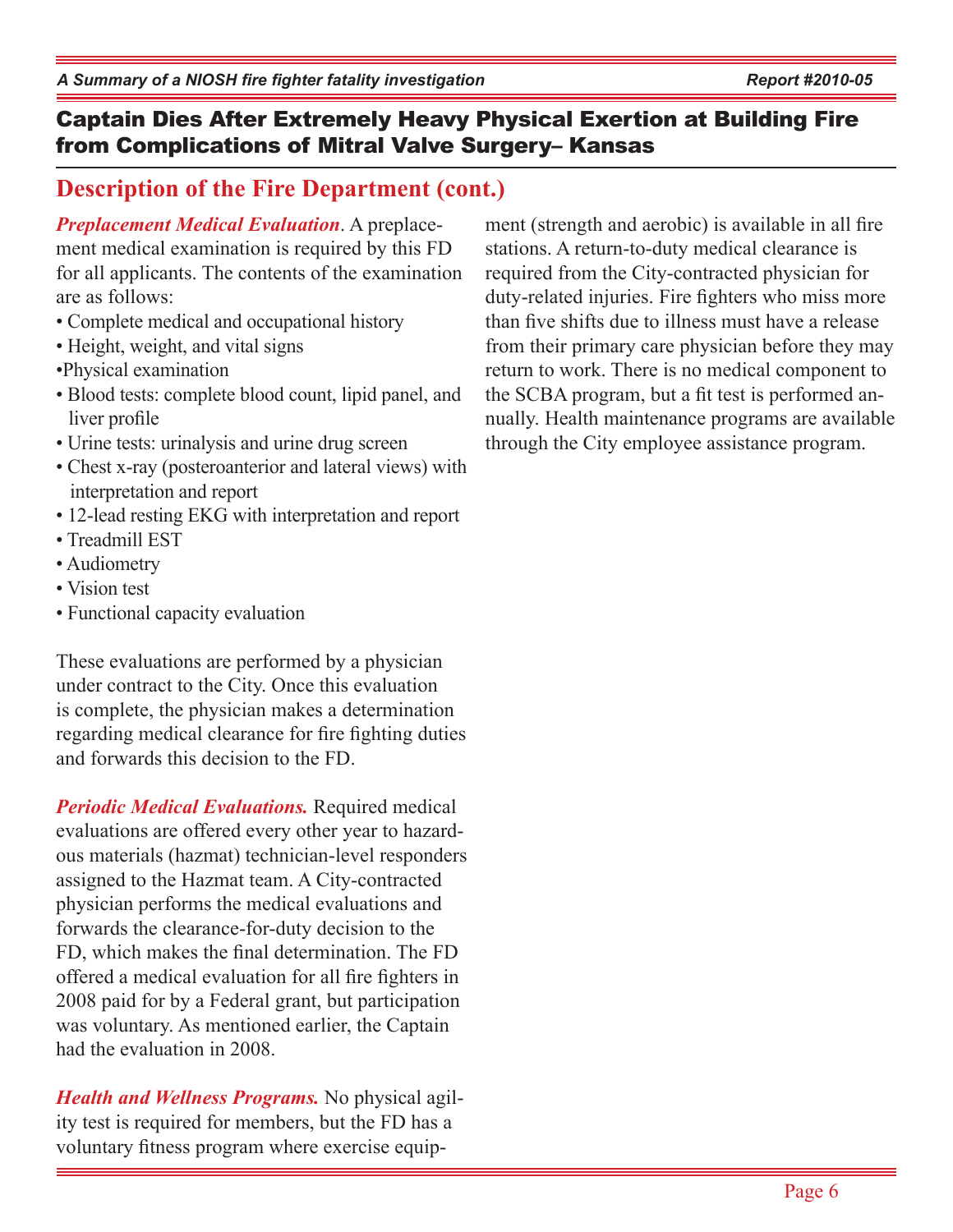# Captain Dies After Extremely Heavy Physical Exertion at Building Fire from Complications of Mitral Valve Surgery– Kansas

## Description of the Fire Department (cont.)

***Preplacement Medical Evaluation***. A preplacement medical examination is required by this FD for all applicants. The contents of the examination are as follows:

- Complete medical and occupational history
- Height, weight, and vital signs
- Physical examination
- Blood tests: complete blood count, lipid panel, and liver profile
- Urine tests: urinalysis and urine drug screen
- Chest x-ray (posteroanterior and lateral views) with interpretation and report
- 12-lead resting EKG with interpretation and report
- Treadmill EST
- Audiometry
- Vision test
- Functional capacity evaluation

These evaluations are performed by a physician under contract to the City. Once this evaluation is complete, the physician makes a determination regarding medical clearance for fire fighting duties and forwards this decision to the FD.

***Periodic Medical Evaluations.*** Required medical evaluations are offered every other year to hazardous materials (hazmat) technician-level responders assigned to the Hazmat team. A City-contracted physician performs the medical evaluations and forwards the clearance-for-duty decision to the FD, which makes the final determination. The FD offered a medical evaluation for all fire fighters in 2008 paid for by a Federal grant, but participation was voluntary. As mentioned earlier, the Captain had the evaluation in 2008.

***Health and Wellness Programs.*** No physical agility test is required for members, but the FD has a voluntary fitness program where exercise equipment (strength and aerobic) is available in all fire stations. A return-to-duty medical clearance is required from the City-contracted physician for duty-related injuries. Fire fighters who miss more than five shifts due to illness must have a release from their primary care physician before they may return to work. There is no medical component to the SCBA program, but a fit test is performed annually. Health maintenance programs are available through the City employee assistance program.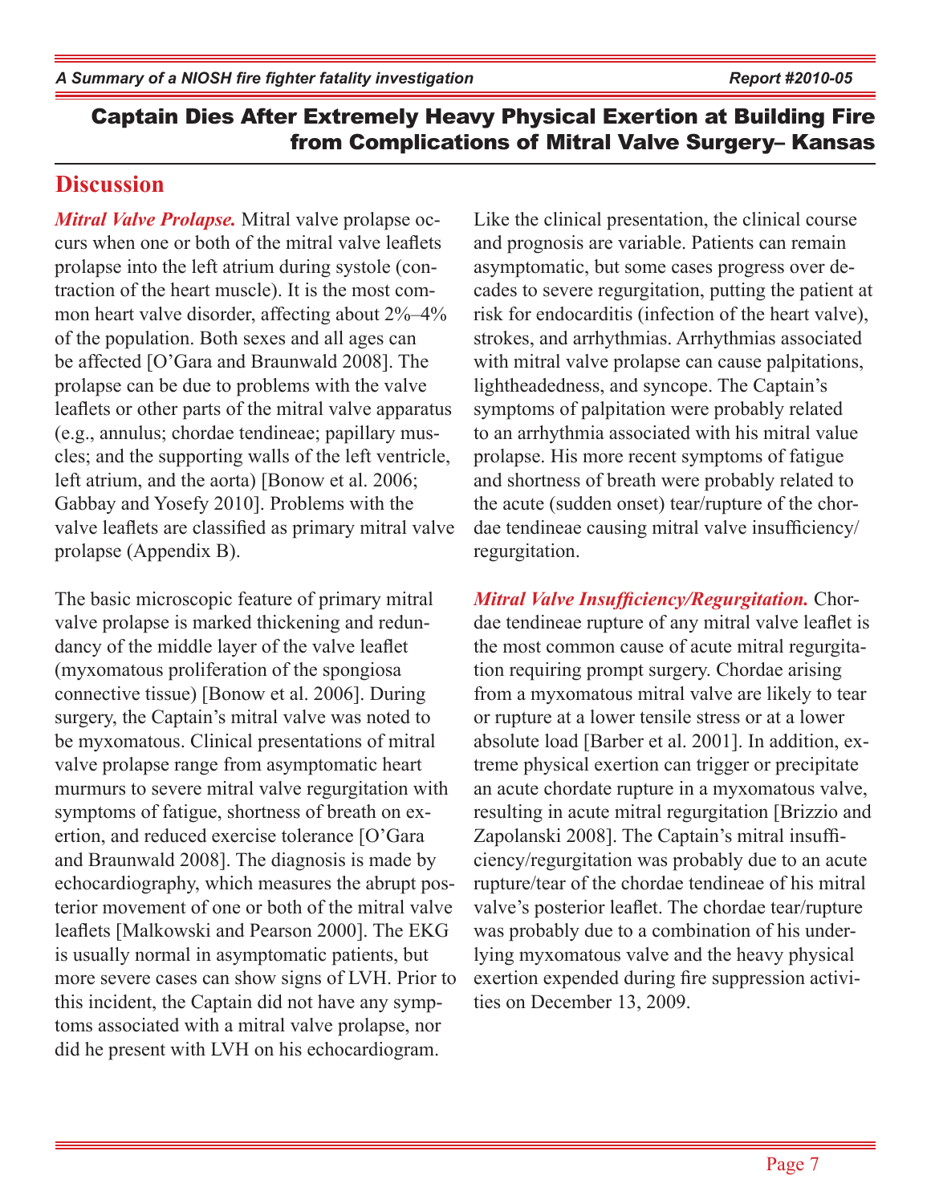## Discussion

***Mitral Valve Prolapse.*** Mitral valve prolapse occurs when one or both of the mitral valve leaflets prolapse into the left atrium during systole (contraction of the heart muscle). It is the most common heart valve disorder, affecting about 2%–4% of the population. Both sexes and all ages can be affected [O'Gara and Braunwald 2008]. The prolapse can be due to problems with the valve leaflets or other parts of the mitral valve apparatus (e.g., annulus; chordae tendineae; papillary muscles; and the supporting walls of the left ventricle, left atrium, and the aorta) [Bonow et al. 2006; Gabbay and Yosefy 2010]. Problems with the valve leaflets are classified as primary mitral valve prolapse (Appendix B).

The basic microscopic feature of primary mitral valve prolapse is marked thickening and redundancy of the middle layer of the valve leaflet (myxomatous proliferation of the spongiosa connective tissue) [Bonow et al. 2006]. During surgery, the Captain's mitral valve was noted to be myxomatous. Clinical presentations of mitral valve prolapse range from asymptomatic heart murmurs to severe mitral valve regurgitation with symptoms of fatigue, shortness of breath on exertion, and reduced exercise tolerance [O'Gara and Braunwald 2008]. The diagnosis is made by echocardiography, which measures the abrupt posterior movement of one or both of the mitral valve leaflets [Malkowski and Pearson 2000]. The EKG is usually normal in asymptomatic patients, but more severe cases can show signs of LVH. Prior to this incident, the Captain did not have any symptoms associated with a mitral valve prolapse, nor did he present with LVH on his echocardiogram.

Like the clinical presentation, the clinical course and prognosis are variable. Patients can remain asymptomatic, but some cases progress over decades to severe regurgitation, putting the patient at risk for endocarditis (infection of the heart valve), strokes, and arrhythmias. Arrhythmias associated with mitral valve prolapse can cause palpitations, lightheadedness, and syncope. The Captain's symptoms of palpitation were probably related to an arrhythmia associated with his mitral value prolapse. His more recent symptoms of fatigue and shortness of breath were probably related to the acute (sudden onset) tear/rupture of the chordae tendineae causing mitral valve insufficiency/regurgitation.

***Mitral Valve Insufficiency/Regurgitation.*** Chordae tendineae rupture of any mitral valve leaflet is the most common cause of acute mitral regurgitation requiring prompt surgery. Chordae arising from a myxomatous mitral valve are likely to tear or rupture at a lower tensile stress or at a lower absolute load [Barber et al. 2001]. In addition, extreme physical exertion can trigger or precipitate an acute chordate rupture in a myxomatous valve, resulting in acute mitral regurgitation [Brizzio and Zapolanski 2008]. The Captain's mitral insufficiency/regurgitation was probably due to an acute rupture/tear of the chordae tendineae of his mitral valve's posterior leaflet. The chordae tear/rupture was probably due to a combination of his underlying myxomatous valve and the heavy physical exertion expended during fire suppression activities on December 13, 2009.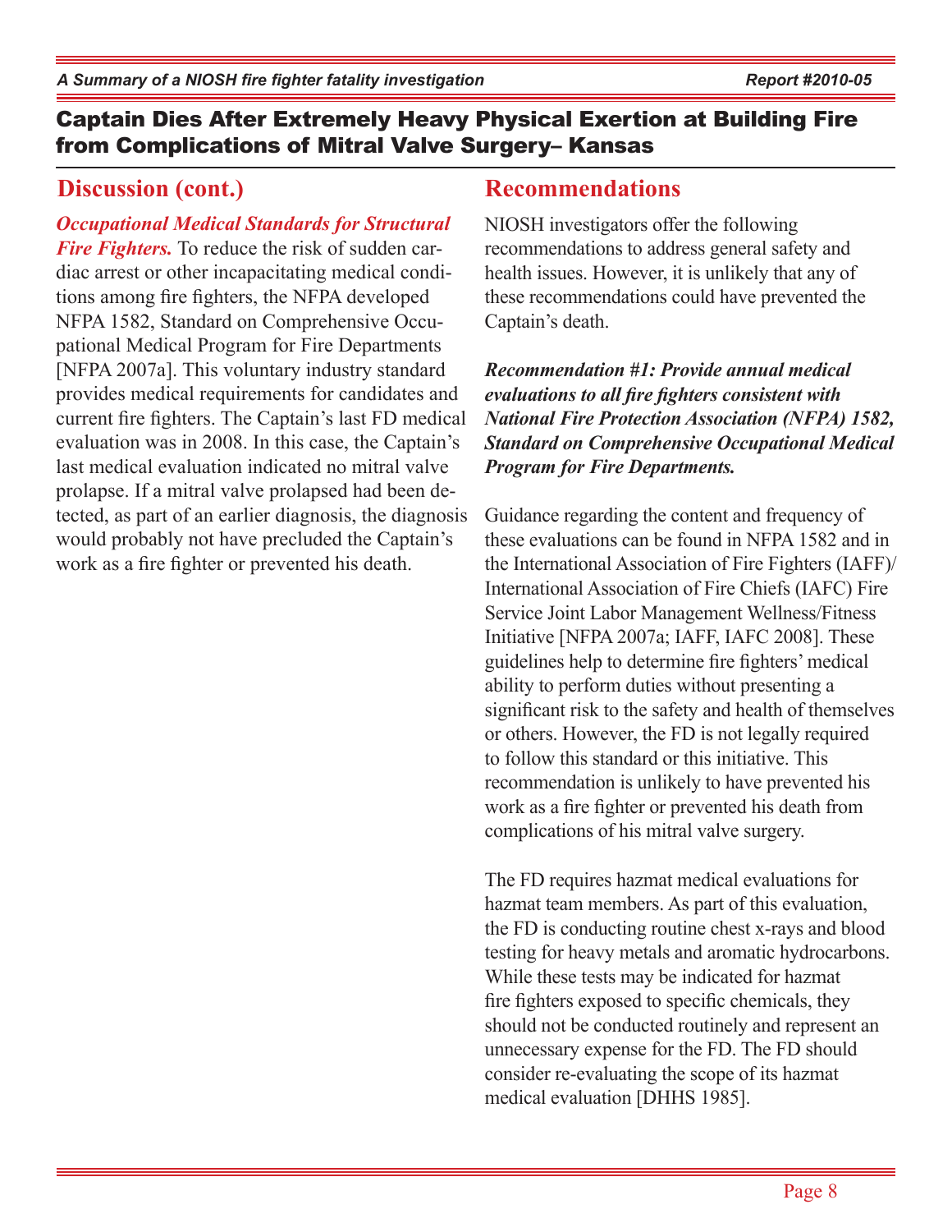## Discussion (cont.)

***Occupational Medical Standards for Structural Fire Fighters.*** To reduce the risk of sudden cardiac arrest or other incapacitating medical conditions among fire fighters, the NFPA developed NFPA 1582, Standard on Comprehensive Occupational Medical Program for Fire Departments [NFPA 2007a]. This voluntary industry standard provides medical requirements for candidates and current fire fighters. The Captain's last FD medical evaluation was in 2008. In this case, the Captain's last medical evaluation indicated no mitral valve prolapse. If a mitral valve prolapsed had been detected, as part of an earlier diagnosis, the diagnosis would probably not have precluded the Captain's work as a fire fighter or prevented his death.

## Recommendations

NIOSH investigators offer the following recommendations to address general safety and health issues. However, it is unlikely that any of these recommendations could have prevented the Captain's death.

***Recommendation #1: Provide annual medical evaluations to all fire fighters consistent with National Fire Protection Association (NFPA) 1582, Standard on Comprehensive Occupational Medical Program for Fire Departments.***

Guidance regarding the content and frequency of these evaluations can be found in NFPA 1582 and in the International Association of Fire Fighters (IAFF)/International Association of Fire Chiefs (IAFC) Fire Service Joint Labor Management Wellness/Fitness Initiative [NFPA 2007a; IAFF, IAFC 2008]. These guidelines help to determine fire fighters' medical ability to perform duties without presenting a significant risk to the safety and health of themselves or others. However, the FD is not legally required to follow this standard or this initiative. This recommendation is unlikely to have prevented his work as a fire fighter or prevented his death from complications of his mitral valve surgery.

The FD requires hazmat medical evaluations for hazmat team members. As part of this evaluation, the FD is conducting routine chest x-rays and blood testing for heavy metals and aromatic hydrocarbons. While these tests may be indicated for hazmat fire fighters exposed to specific chemicals, they should not be conducted routinely and represent an unnecessary expense for the FD. The FD should consider re-evaluating the scope of its hazmat medical evaluation [DHHS 1985].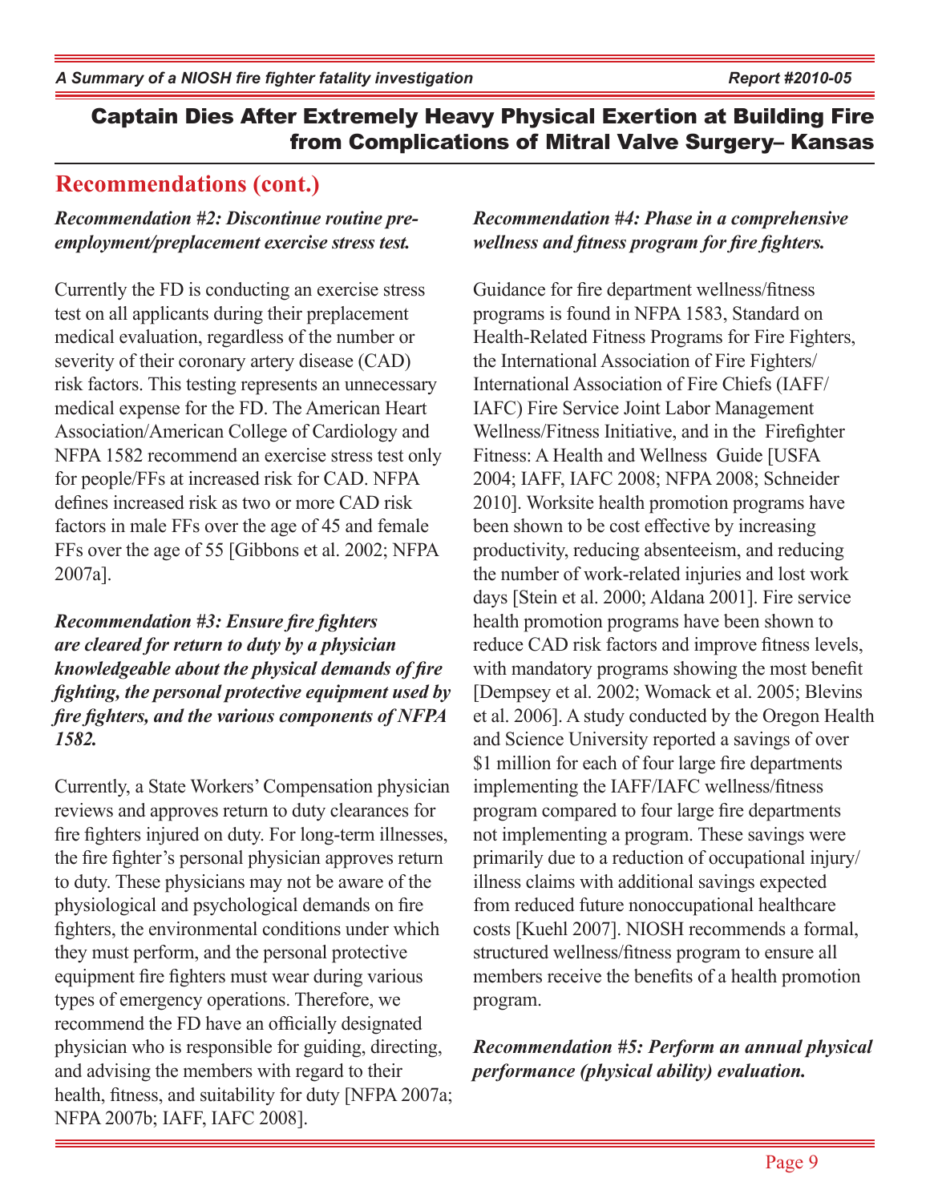## Recommendations (cont.)

***Recommendation #2: Discontinue routine pre-employment/preplacement exercise stress test.***

Currently the FD is conducting an exercise stress test on all applicants during their preplacement medical evaluation, regardless of the number or severity of their coronary artery disease (CAD) risk factors. This testing represents an unnecessary medical expense for the FD. The American Heart Association/American College of Cardiology and NFPA 1582 recommend an exercise stress test only for people/FFs at increased risk for CAD. NFPA defines increased risk as two or more CAD risk factors in male FFs over the age of 45 and female FFs over the age of 55 [Gibbons et al. 2002; NFPA 2007a].

***Recommendation #3: Ensure fire fighters are cleared for return to duty by a physician knowledgeable about the physical demands of fire fighting, the personal protective equipment used by fire fighters, and the various components of NFPA 1582.***

Currently, a State Workers' Compensation physician reviews and approves return to duty clearances for fire fighters injured on duty. For long-term illnesses, the fire fighter's personal physician approves return to duty. These physicians may not be aware of the physiological and psychological demands on fire fighters, the environmental conditions under which they must perform, and the personal protective equipment fire fighters must wear during various types of emergency operations. Therefore, we recommend the FD have an officially designated physician who is responsible for guiding, directing, and advising the members with regard to their health, fitness, and suitability for duty [NFPA 2007a; NFPA 2007b; IAFF, IAFC 2008].

***Recommendation #4: Phase in a comprehensive wellness and fitness program for fire fighters.***

Guidance for fire department wellness/fitness programs is found in NFPA 1583, Standard on Health-Related Fitness Programs for Fire Fighters, the International Association of Fire Fighters/International Association of Fire Chiefs (IAFF/IAFC) Fire Service Joint Labor Management Wellness/Fitness Initiative, and in the Firefighter Fitness: A Health and Wellness Guide [USFA 2004; IAFF, IAFC 2008; NFPA 2008; Schneider 2010]. Worksite health promotion programs have been shown to be cost effective by increasing productivity, reducing absenteeism, and reducing the number of work-related injuries and lost work days [Stein et al. 2000; Aldana 2001]. Fire service health promotion programs have been shown to reduce CAD risk factors and improve fitness levels, with mandatory programs showing the most benefit [Dempsey et al. 2002; Womack et al. 2005; Blevins et al. 2006]. A study conducted by the Oregon Health and Science University reported a savings of over $1 million for each of four large fire departments implementing the IAFF/IAFC wellness/fitness program compared to four large fire departments not implementing a program. These savings were primarily due to a reduction of occupational injury/illness claims with additional savings expected from reduced future nonoccupational healthcare costs [Kuehl 2007]. NIOSH recommends a formal, structured wellness/fitness program to ensure all members receive the benefits of a health promotion program.

***Recommendation #5: Perform an annual physical performance (physical ability) evaluation.***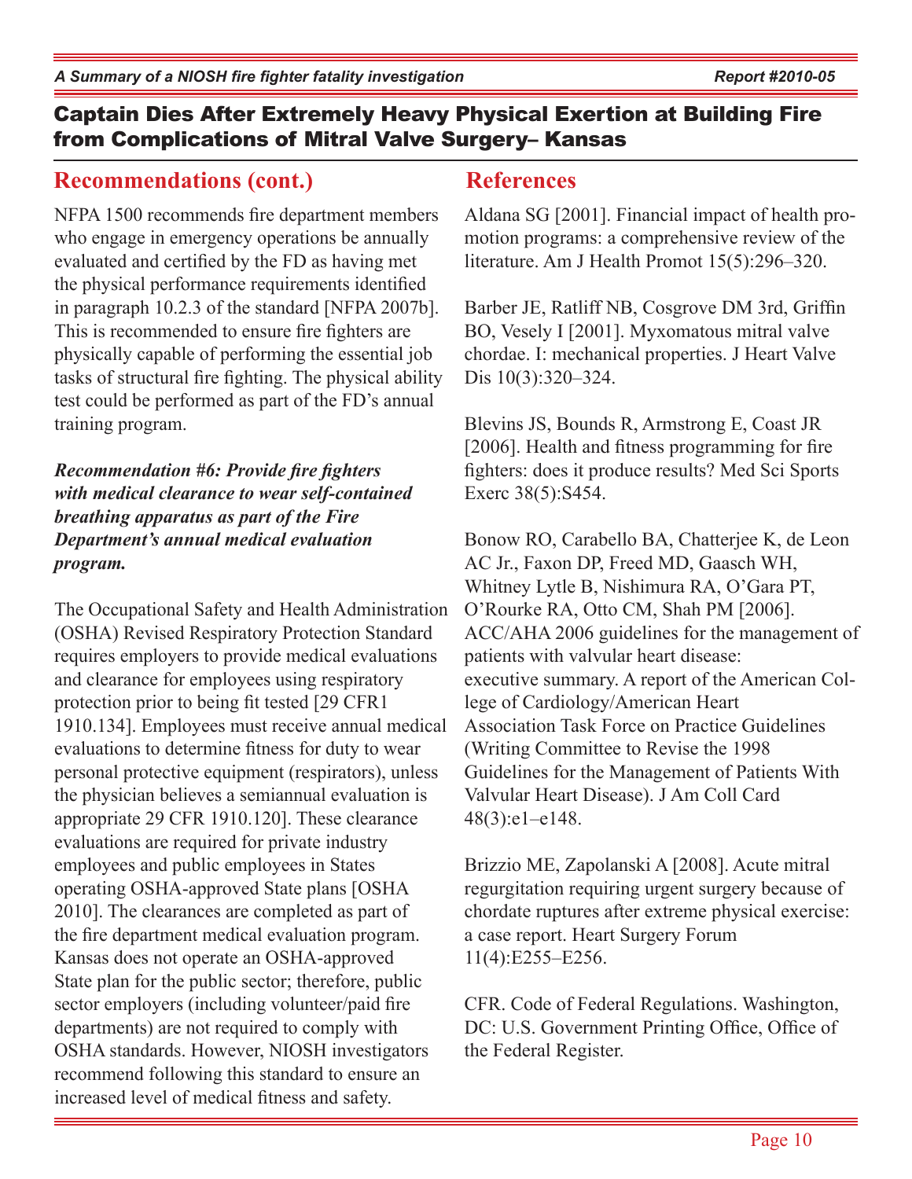## Recommendations (cont.)

NFPA 1500 recommends fire department members who engage in emergency operations be annually evaluated and certified by the FD as having met the physical performance requirements identified in paragraph 10.2.3 of the standard [NFPA 2007b]. This is recommended to ensure fire fighters are physically capable of performing the essential job tasks of structural fire fighting. The physical ability test could be performed as part of the FD's annual training program.

***Recommendation #6: Provide fire fighters with medical clearance to wear self-contained breathing apparatus as part of the Fire Department's annual medical evaluation program.***

The Occupational Safety and Health Administration (OSHA) Revised Respiratory Protection Standard requires employers to provide medical evaluations and clearance for employees using respiratory protection prior to being fit tested [29 CFR1 1910.134]. Employees must receive annual medical evaluations to determine fitness for duty to wear personal protective equipment (respirators), unless the physician believes a semiannual evaluation is appropriate 29 CFR 1910.120]. These clearance evaluations are required for private industry employees and public employees in States operating OSHA-approved State plans [OSHA 2010]. The clearances are completed as part of the fire department medical evaluation program. Kansas does not operate an OSHA-approved State plan for the public sector; therefore, public sector employers (including volunteer/paid fire departments) are not required to comply with OSHA standards. However, NIOSH investigators recommend following this standard to ensure an increased level of medical fitness and safety.

## References

Aldana SG [2001]. Financial impact of health promotion programs: a comprehensive review of the literature. Am J Health Promot 15(5):296–320.

Barber JE, Ratliff NB, Cosgrove DM 3rd, Griffin BO, Vesely I [2001]. Myxomatous mitral valve chordae. I: mechanical properties. J Heart Valve Dis 10(3):320–324.

Blevins JS, Bounds R, Armstrong E, Coast JR [2006]. Health and fitness programming for fire fighters: does it produce results? Med Sci Sports Exerc 38(5):S454.

Bonow RO, Carabello BA, Chatterjee K, de Leon AC Jr., Faxon DP, Freed MD, Gaasch WH, Whitney Lytle B, Nishimura RA, O'Gara PT, O'Rourke RA, Otto CM, Shah PM [2006]. ACC/AHA 2006 guidelines for the management of patients with valvular heart disease: executive summary. A report of the American College of Cardiology/American Heart Association Task Force on Practice Guidelines (Writing Committee to Revise the 1998 Guidelines for the Management of Patients With Valvular Heart Disease). J Am Coll Card 48(3):e1–e148.

Brizzio ME, Zapolanski A [2008]. Acute mitral regurgitation requiring urgent surgery because of chordate ruptures after extreme physical exercise: a case report. Heart Surgery Forum 11(4):E255–E256.

CFR. Code of Federal Regulations. Washington, DC: U.S. Government Printing Office, Office of the Federal Register.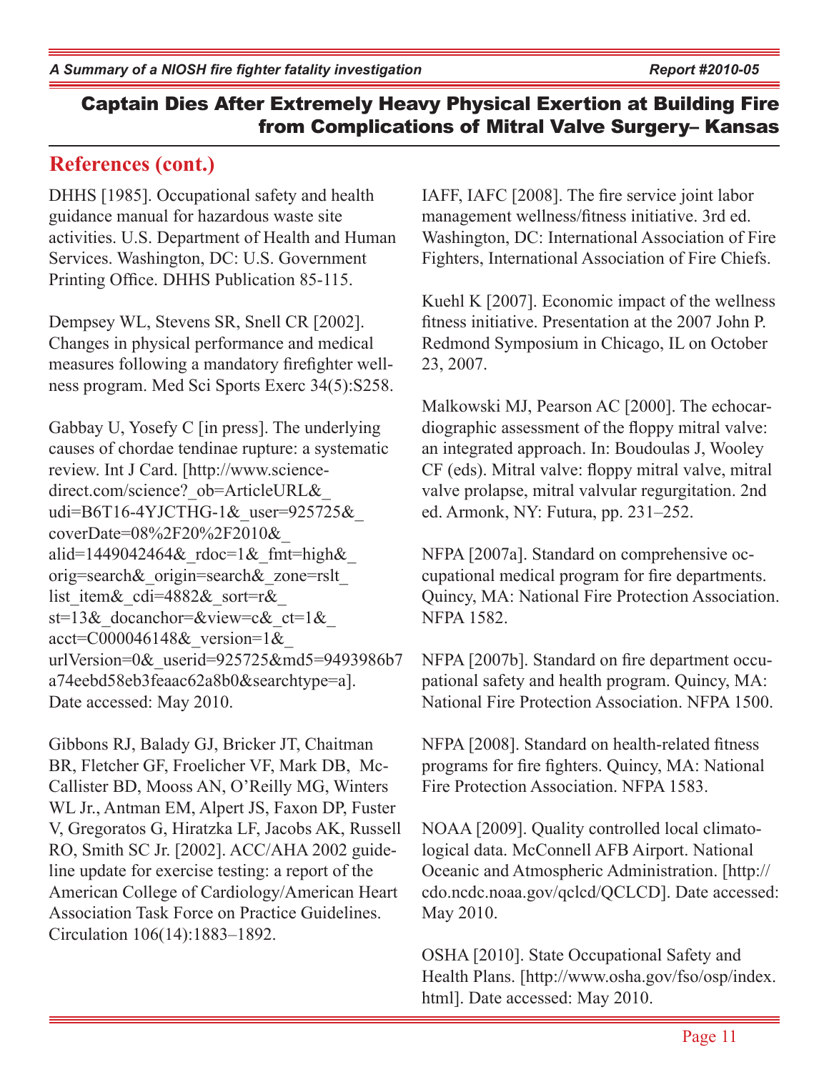## References (cont.)

DHHS [1985]. Occupational safety and health guidance manual for hazardous waste site activities. U.S. Department of Health and Human Services. Washington, DC: U.S. Government Printing Office. DHHS Publication 85-115.

Dempsey WL, Stevens SR, Snell CR [2002]. Changes in physical performance and medical measures following a mandatory firefighter wellness program. Med Sci Sports Exerc 34(5):S258.

Gabbay U, Yosefy C [in press]. The underlying causes of chordae tendinae rupture: a systematic review. Int J Card. [http://www.sciencedirect.com/science?_ob=ArticleURL&_udi=B6T16-4YJCTHG-1&_user=925725&_coverDate=08%2F20%2F2010&_alid=1449042464&_rdoc=1&_fmt=high&_orig=search&_origin=search&_zone=rslt_list_item&_cdi=4882&_sort=r&_st=13&_docanchor=&view=c&_ct=1&_acct=C000046148&_version=1&_urlVersion=0&_userid=925725&md5=9493986b7a74eebd58eb3feaac62a8b0&searchtype=a]. Date accessed: May 2010.

Gibbons RJ, Balady GJ, Bricker JT, Chaitman BR, Fletcher GF, Froelicher VF, Mark DB, McCallister BD, Mooss AN, O'Reilly MG, Winters WL Jr., Antman EM, Alpert JS, Faxon DP, Fuster V, Gregoratos G, Hiratzka LF, Jacobs AK, Russell RO, Smith SC Jr. [2002]. ACC/AHA 2002 guideline update for exercise testing: a report of the American College of Cardiology/American Heart Association Task Force on Practice Guidelines. Circulation 106(14):1883–1892.

IAFF, IAFC [2008]. The fire service joint labor management wellness/fitness initiative. 3rd ed. Washington, DC: International Association of Fire Fighters, International Association of Fire Chiefs.

Kuehl K [2007]. Economic impact of the wellness fitness initiative. Presentation at the 2007 John P. Redmond Symposium in Chicago, IL on October 23, 2007.

Malkowski MJ, Pearson AC [2000]. The echocardiographic assessment of the floppy mitral valve: an integrated approach. In: Boudoulas J, Wooley CF (eds). Mitral valve: floppy mitral valve, mitral valve prolapse, mitral valvular regurgitation. 2nd ed. Armonk, NY: Futura, pp. 231–252.

NFPA [2007a]. Standard on comprehensive occupational medical program for fire departments. Quincy, MA: National Fire Protection Association. NFPA 1582.

NFPA [2007b]. Standard on fire department occupational safety and health program. Quincy, MA: National Fire Protection Association. NFPA 1500.

NFPA [2008]. Standard on health-related fitness programs for fire fighters. Quincy, MA: National Fire Protection Association. NFPA 1583.

NOAA [2009]. Quality controlled local climatological data. McConnell AFB Airport. National Oceanic and Atmospheric Administration. [http://cdo.ncdc.noaa.gov/qclcd/QCLCD]. Date accessed: May 2010.

OSHA [2010]. State Occupational Safety and Health Plans. [http://www.osha.gov/fso/osp/index.html]. Date accessed: May 2010.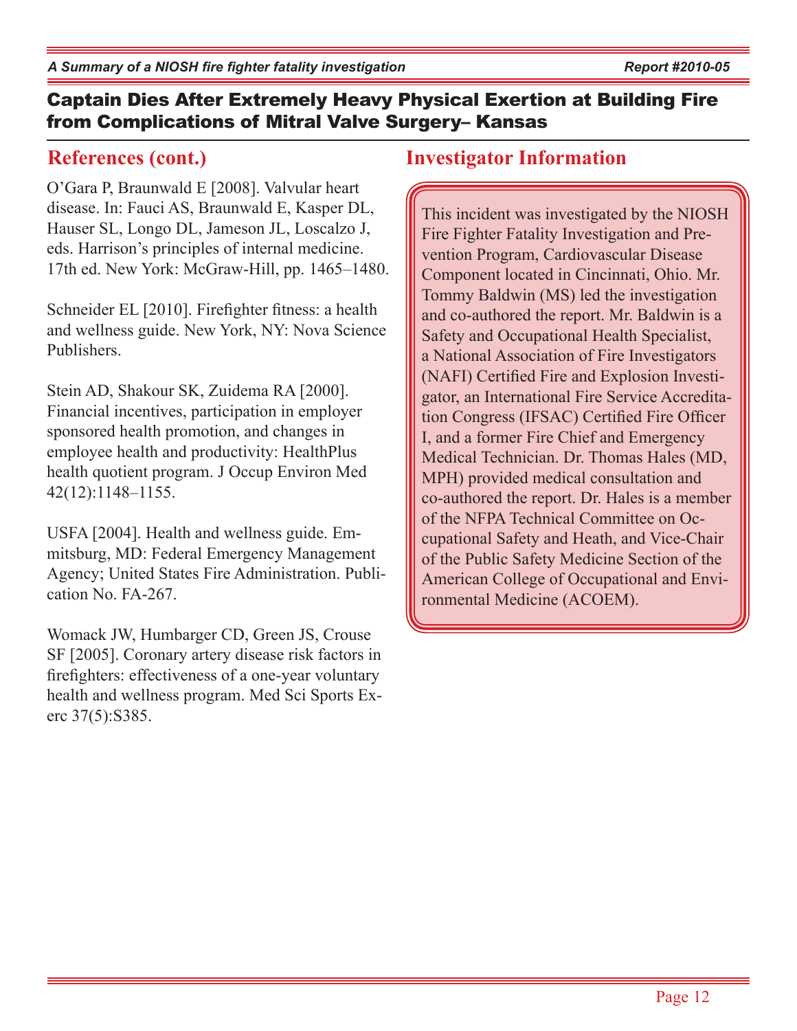## References (cont.)

O'Gara P, Braunwald E [2008]. Valvular heart disease. In: Fauci AS, Braunwald E, Kasper DL, Hauser SL, Longo DL, Jameson JL, Loscalzo J, eds. Harrison's principles of internal medicine. 17th ed. New York: McGraw-Hill, pp. 1465–1480.

Schneider EL [2010]. Firefighter fitness: a health and wellness guide. New York, NY: Nova Science Publishers.

Stein AD, Shakour SK, Zuidema RA [2000]. Financial incentives, participation in employer sponsored health promotion, and changes in employee health and productivity: HealthPlus health quotient program. J Occup Environ Med 42(12):1148–1155.

USFA [2004]. Health and wellness guide. Emmitsburg, MD: Federal Emergency Management Agency; United States Fire Administration. Publication No. FA-267.

Womack JW, Humbarger CD, Green JS, Crouse SF [2005]. Coronary artery disease risk factors in firefighters: effectiveness of a one-year voluntary health and wellness program. Med Sci Sports Exerc 37(5):S385.

## Investigator Information

This incident was investigated by the NIOSH Fire Fighter Fatality Investigation and Prevention Program, Cardiovascular Disease Component located in Cincinnati, Ohio. Mr. Tommy Baldwin (MS) led the investigation and co-authored the report. Mr. Baldwin is a Safety and Occupational Health Specialist, a National Association of Fire Investigators (NAFI) Certified Fire and Explosion Investigator, an International Fire Service Accreditation Congress (IFSAC) Certified Fire Officer I, and a former Fire Chief and Emergency Medical Technician. Dr. Thomas Hales (MD, MPH) provided medical consultation and co-authored the report. Dr. Hales is a member of the NFPA Technical Committee on Occupational Safety and Heath, and Vice-Chair of the Public Safety Medicine Section of the American College of Occupational and Environmental Medicine (ACOEM).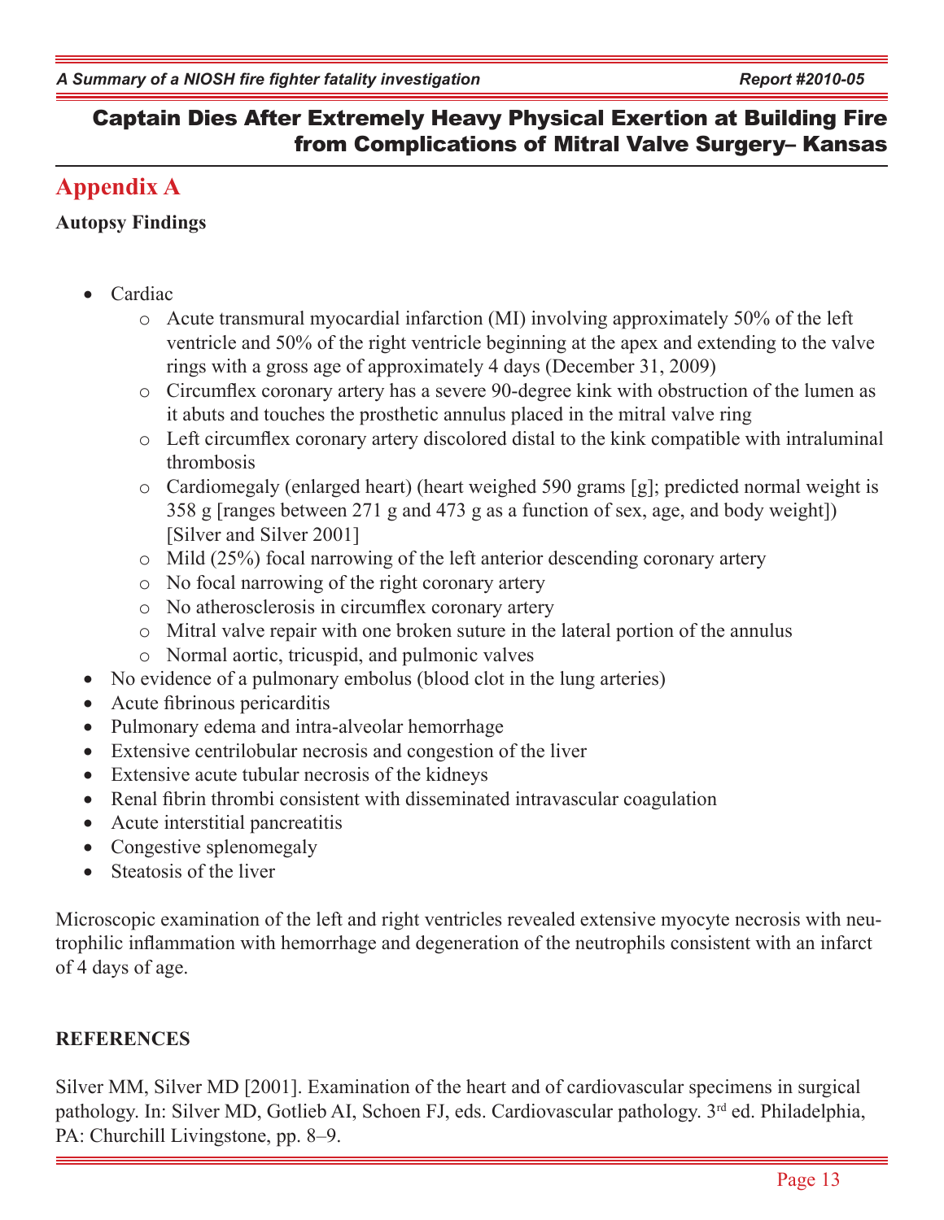## Appendix A

**Autopsy Findings**

- Cardiac
  - Acute transmural myocardial infarction (MI) involving approximately 50% of the left ventricle and 50% of the right ventricle beginning at the apex and extending to the valve rings with a gross age of approximately 4 days (December 31, 2009)
  - Circumflex coronary artery has a severe 90-degree kink with obstruction of the lumen as it abuts and touches the prosthetic annulus placed in the mitral valve ring
  - Left circumflex coronary artery discolored distal to the kink compatible with intraluminal thrombosis
  - Cardiomegaly (enlarged heart) (heart weighed 590 grams [g]; predicted normal weight is 358 g [ranges between 271 g and 473 g as a function of sex, age, and body weight]) [Silver and Silver 2001]
  - Mild (25%) focal narrowing of the left anterior descending coronary artery
  - No focal narrowing of the right coronary artery
  - No atherosclerosis in circumflex coronary artery
  - Mitral valve repair with one broken suture in the lateral portion of the annulus
  - Normal aortic, tricuspid, and pulmonic valves
- No evidence of a pulmonary embolus (blood clot in the lung arteries)
- Acute fibrinous pericarditis
- Pulmonary edema and intra-alveolar hemorrhage
- Extensive centrilobular necrosis and congestion of the liver
- Extensive acute tubular necrosis of the kidneys
- Renal fibrin thrombi consistent with disseminated intravascular coagulation
- Acute interstitial pancreatitis
- Congestive splenomegaly
- Steatosis of the liver

Microscopic examination of the left and right ventricles revealed extensive myocyte necrosis with neutrophilic inflammation with hemorrhage and degeneration of the neutrophils consistent with an infarct of 4 days of age.

### REFERENCES

Silver MM, Silver MD [2001]. Examination of the heart and of cardiovascular specimens in surgical pathology. In: Silver MD, Gotlieb AI, Schoen FJ, eds. Cardiovascular pathology. 3rd ed. Philadelphia, PA: Churchill Livingstone, pp. 8–9.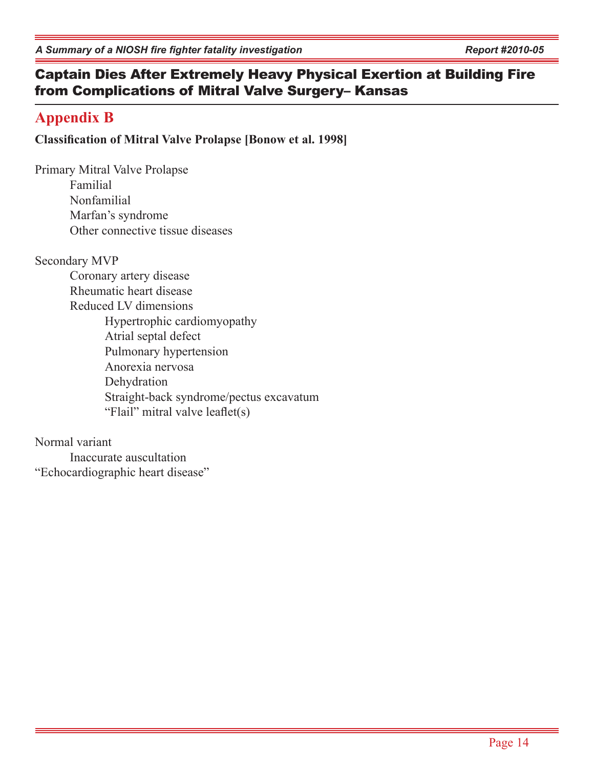## Appendix B

**Classification of Mitral Valve Prolapse [Bonow et al. 1998]**

Primary Mitral Valve Prolapse
- Familial
- Nonfamilial
- Marfan's syndrome
- Other connective tissue diseases

Secondary MVP
- Coronary artery disease
- Rheumatic heart disease
- Reduced LV dimensions
  - Hypertrophic cardiomyopathy
  - Atrial septal defect
  - Pulmonary hypertension
  - Anorexia nervosa
  - Dehydration
  - Straight-back syndrome/pectus excavatum
  - "Flail" mitral valve leaflet(s)

Normal variant
- Inaccurate auscultation

"Echocardiographic heart disease"